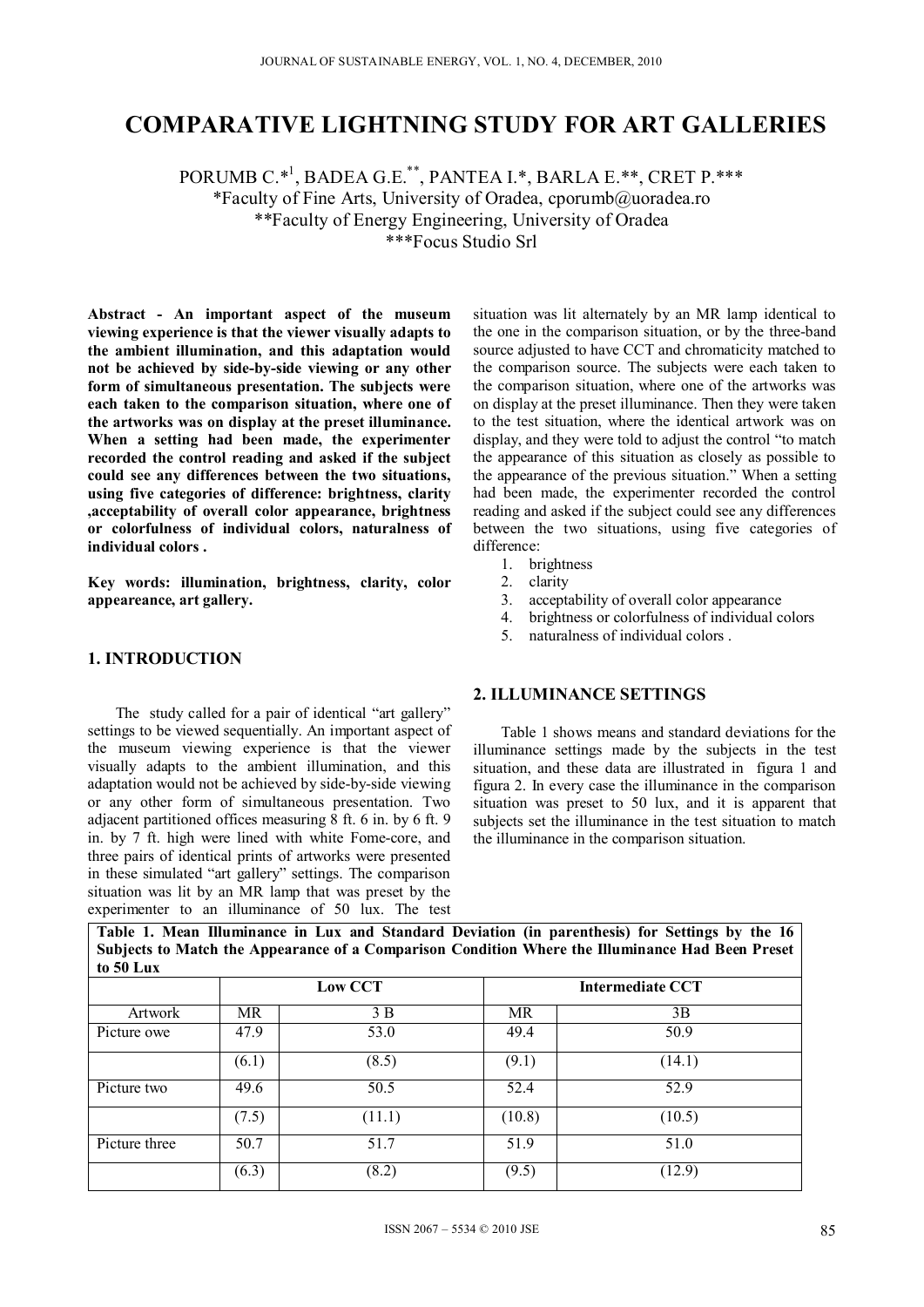# COMPARATIVE LIGHTNING STUDY FOR ART GALLERIES

PORUMB C.*[1], BADEA G.E.**, PANTEA I.*, BARLA E.**, CRET P.***

*Faculty of Fine Arts, University of Oradea, cporumb@uoradea.ro

**Faculty of Energy Engineering, University of Oradea

***Focus Studio Srl

**Abstract - An important aspect of the museum viewing experience is that the viewer visually adapts to the ambient illumination, and this adaptation would not be achieved by side-by-side viewing or any other form of simultaneous presentation. The subjects were each taken to the comparison situation, where one of the artworks was on display at the preset illuminance. When a setting had been made, the experimenter recorded the control reading and asked if the subject could see any differences between the two situations, using five categories of difference: brightness, clarity ,acceptability of overall color appearance, brightness or colorfulness of individual colors, naturalness of individual colors .**

**Key words: illumination, brightness, clarity, color appeareance, art gallery.**

## 1. INTRODUCTION

The study called for a pair of identical "art gallery" settings to be viewed sequentially. An important aspect of the museum viewing experience is that the viewer visually adapts to the ambient illumination, and this adaptation would not be achieved by side-by-side viewing or any other form of simultaneous presentation. Two adjacent partitioned offices measuring 8 ft. 6 in. by 6 ft. 9 in. by 7 ft. high were lined with white Fome-core, and three pairs of identical prints of artworks were presented in these simulated "art gallery" settings. The comparison situation was lit by an MR lamp that was preset by the experimenter to an illuminance of 50 lux. The test situation was lit alternately by an MR lamp identical to the one in the comparison situation, or by the three-band source adjusted to have CCT and chromaticity matched to the comparison source. The subjects were each taken to the comparison situation, where one of the artworks was on display at the preset illuminance. Then they were taken to the test situation, where the identical artwork was on display, and they were told to adjust the control "to match the appearance of this situation as closely as possible to the appearance of the previous situation." When a setting had been made, the experimenter recorded the control reading and asked if the subject could see any differences between the two situations, using five categories of difference:

1. brightness
2. clarity
3. acceptability of overall color appearance
4. brightness or colorfulness of individual colors
5. naturalness of individual colors .

## 2. ILLUMINANCE SETTINGS

Table 1 shows means and standard deviations for the illuminance settings made by the subjects in the test situation, and these data are illustrated in figura 1 and figura 2. In every case the illuminance in the comparison situation was preset to 50 lux, and it is apparent that subjects set the illuminance in the test situation to match the illuminance in the comparison situation.

**Table 1. Mean Illuminance in Lux and Standard Deviation (in parenthesis) for Settings by the 16 Subjects to Match the Appearance of a Comparison Condition Where the Illuminance Had Been Preset to 50 Lux**

| | Low CCT | | Intermediate CCT | |
|---|---|---|---|---|
| Artwork | MR | 3 B | MR | 3B |
| Picture owe | 47.9 | 53.0 | 49.4 | 50.9 |
| | (6.1) | (8.5) | (9.1) | (14.1) |
| Picture two | 49.6 | 50.5 | 52.4 | 52.9 |
| | (7.5) | (11.1) | (10.8) | (10.5) |
| Picture three | 50.7 | 51.7 | 51.9 | 51.0 |
| | (6.3) | (8.2) | (9.5) | (12.9) |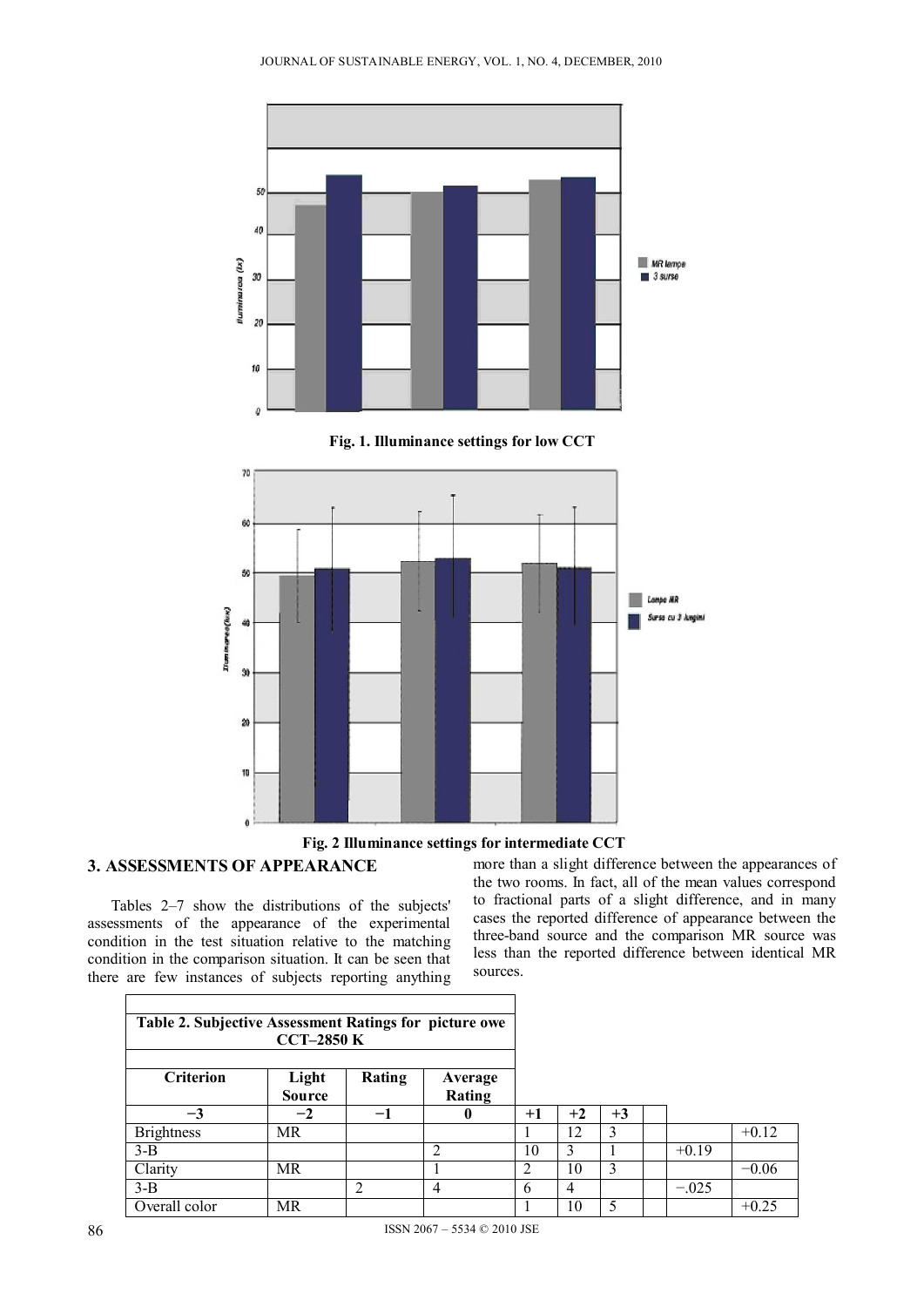**Fig. 1. Illuminance settings for low CCT**

**Fig. 2 Illuminance settings for intermediate CCT**

## 3. ASSESSMENTS OF APPEARANCE

Tables 2–7 show the distributions of the subjects' assessments of the appearance of the experimental condition in the test situation relative to the matching condition in the comparison situation. It can be seen that there are few instances of subjects reporting anything more than a slight difference between the appearances of the two rooms. In fact, all of the mean values correspond to fractional parts of a slight difference, and in many cases the reported difference of appearance between the three-band source and the comparison MR source was less than the reported difference between identical MR sources.

**Table 2. Subjective Assessment Ratings for picture owe CCT–2850 K**

| Criterion | Light Source | Rating | Average Rating | | | | | | |
|---|---|---|---|---|---|---|---|---|---|
| −3 | −2 | −1 | 0 | +1 | +2 | +3 | | | |
| Brightness | MR | | | 1 | 12 | 3 | | | +0.12 |
| 3-B | | | 2 | 10 | 3 | 1 | | +0.19 | |
| Clarity | MR | | 1 | 2 | 10 | 3 | | | −0.06 |
| 3-B | | 2 | 4 | 6 | 4 | | | −.025 | |
| Overall color | MR | | | 1 | 10 | 5 | | | +0.25 |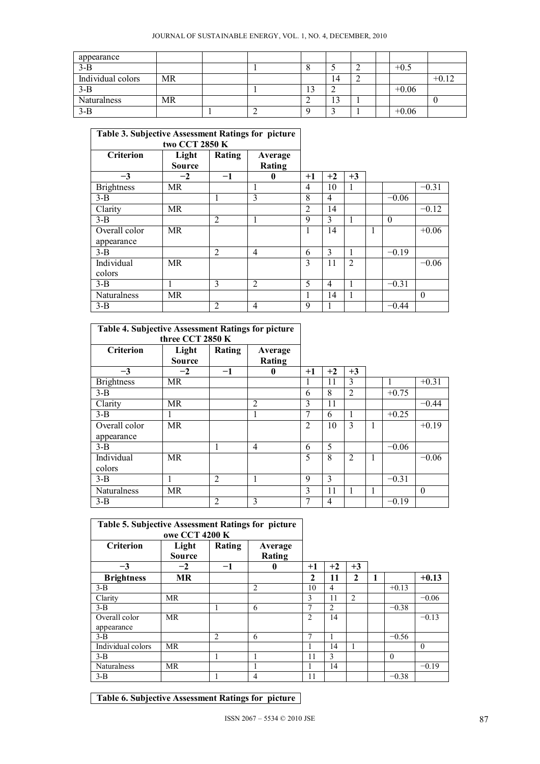| appearance | | | | | | | | | |
|---|---|---|---|---|---|---|---|---|---|
| 3-B | | | 1 | 8 | 5 | 2 | | +0.5 | |
| Individual colors | MR | | | | 14 | 2 | | | +0.12 |
| 3-B | | | 1 | 13 | 2 | | | +0.06 | |
| Naturalness | MR | | | 2 | 13 | 1 | | | 0 |
| 3-B | | 1 | 2 | 9 | 3 | 1 | | +0.06 | |

**Table 3. Subjective Assessment Ratings for picture two CCT 2850 K**

| Criterion | Light Source | Rating | Average Rating | | | | | | |
|---|---|---|---|---|---|---|---|---|---|
| −3 | −2 | −1 | 0 | +1 | +2 | +3 | | | |
| Brightness | MR | | 1 | 4 | 10 | 1 | | | −0.31 |
| 3-B | | 1 | 3 | 8 | 4 | | | −0.06 | |
| Clarity | MR | | | 2 | 14 | | | | −0.12 |
| 3-B | | 2 | 1 | 9 | 3 | 1 | | 0 | |
| Overall color appearance | MR | | | 1 | 14 | | 1 | | +0.06 |
| 3-B | | 2 | 4 | 6 | 3 | 1 | | −0.19 | |
| Individual colors | MR | | | 3 | 11 | 2 | | | −0.06 |
| 3-B | 1 | 3 | 2 | 5 | 4 | 1 | | −0.31 | |
| Naturalness | MR | | | 1 | 14 | 1 | | | 0 |
| 3-B | | 2 | 4 | 9 | 1 | | | −0.44 | |

**Table 4. Subjective Assessment Ratings for picture three CCT 2850 K**

| Criterion | Light Source | Rating | Average Rating | | | | | | |
|---|---|---|---|---|---|---|---|---|---|
| −3 | −2 | −1 | 0 | +1 | +2 | +3 | | | |
| Brightness | MR | | | 1 | 11 | 3 | | 1 | +0.31 |
| 3-B | | | | 6 | 8 | 2 | | +0.75 | |
| Clarity | MR | | 2 | 3 | 11 | | | | −0.44 |
| 3-B | 1 | | 1 | 7 | 6 | 1 | | +0.25 | |
| Overall color appearance | MR | | | 2 | 10 | 3 | 1 | | +0.19 |
| 3-B | | 1 | 4 | 6 | 5 | | | −0.06 | |
| Individual colors | MR | | | 5 | 8 | 2 | 1 | | −0.06 |
| 3-B | 1 | 2 | 1 | 9 | 3 | | | −0.31 | |
| Naturalness | MR | | | 3 | 11 | 1 | 1 | | 0 |
| 3-B | | 2 | 3 | 7 | 4 | | | −0.19 | |

**Table 5. Subjective Assessment Ratings for picture owe CCT 4200 K**

| Criterion | Light Source | Rating | Average Rating | | | | | | |
|---|---|---|---|---|---|---|---|---|---|
| −3 | −2 | −1 | 0 | +1 | +2 | +3 | | | |
| **Brightness** | **MR** | | | **2** | **11** | **2** | **1** | | **+0.13** |
| 3-B | | | 2 | 10 | 4 | | | +0.13 | |
| Clarity | MR | | | 3 | 11 | 2 | | | −0.06 |
| 3-B | | 1 | 6 | 7 | 2 | | | −0.38 | |
| Overall color appearance | MR | | | 2 | 14 | | | | −0.13 |
| 3-B | | 2 | 6 | 7 | 1 | | | −0.56 | |
| Individual colors | MR | | | 1 | 14 | 1 | | | 0 |
| 3-B | | 1 | 1 | 11 | 3 | | | 0 | |
| Naturalness | MR | | 1 | 1 | 14 | | | | −0.19 |
| 3-B | | 1 | 4 | 11 | | | | −0.38 | |

**Table 6. Subjective Assessment Ratings for picture**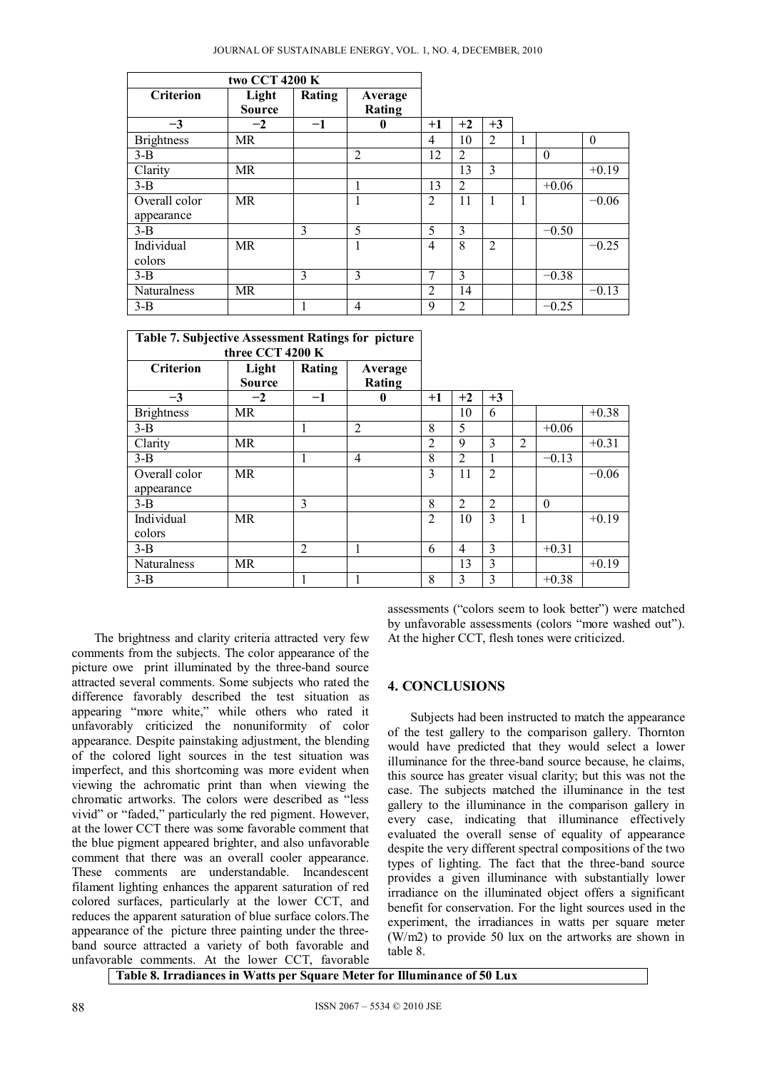| two CCT 4200 K | | | | | | | | | |
|---|---|---|---|---|---|---|---|---|---|
| **Criterion** | **Light Source** | **Rating** | **Average Rating** | | | | | | |
| **−3** | **−2** | **−1** | **0** | **+1** | **+2** | **+3** | | | |
| Brightness | MR | | | 4 | 10 | 2 | 1 | | 0 |
| 3-B | | | 2 | 12 | 2 | | | 0 | |
| Clarity | MR | | | | 13 | 3 | | | +0.19 |
| 3-B | | | 1 | 13 | 2 | | | +0.06 | |
| Overall color appearance | MR | | 1 | 2 | 11 | 1 | 1 | | −0.06 |
| 3-B | | 3 | 5 | 5 | 3 | | | −0.50 | |
| Individual colors | MR | | 1 | 4 | 8 | 2 | | | −0.25 |
| 3-B | | 3 | 3 | 7 | 3 | | | −0.38 | |
| Naturalness | MR | | | 2 | 14 | | | | −0.13 |
| 3-B | | 1 | 4 | 9 | 2 | | | −0.25 | |

| Table 7. Subjective Assessment Ratings for picture three CCT 4200 K | | | | | | | | | |
|---|---|---|---|---|---|---|---|---|---|
| **Criterion** | **Light Source** | **Rating** | **Average Rating** | | | | | | |
| **−3** | **−2** | **−1** | **0** | **+1** | **+2** | **+3** | | | |
| Brightness | MR | | | | 10 | 6 | | | +0.38 |
| 3-B | | 1 | 2 | 8 | 5 | | | +0.06 | |
| Clarity | MR | | | 2 | 9 | 3 | 2 | | +0.31 |
| 3-B | | 1 | 4 | 8 | 2 | 1 | | −0.13 | |
| Overall color appearance | MR | | | 3 | 11 | 2 | | | −0.06 |
| 3-B | | 3 | | 8 | 2 | 2 | | 0 | |
| Individual colors | MR | | | 2 | 10 | 3 | 1 | | +0.19 |
| 3-B | | 2 | 1 | 6 | 4 | 3 | | +0.31 | |
| Naturalness | MR | | | | 13 | 3 | | | +0.19 |
| 3-B | | 1 | 1 | 8 | 3 | 3 | | +0.38 | |

The brightness and clarity criteria attracted very few comments from the subjects. The color appearance of the picture owe print illuminated by the three-band source attracted several comments. Some subjects who rated the difference favorably described the test situation as appearing "more white," while others who rated it unfavorably criticized the nonuniformity of color appearance. Despite painstaking adjustment, the blending of the colored light sources in the test situation was imperfect, and this shortcoming was more evident when viewing the achromatic print than when viewing the chromatic artworks. The colors were described as "less vivid" or "faded," particularly the red pigment. However, at the lower CCT there was some favorable comment that the blue pigment appeared brighter, and also unfavorable comment that there was an overall cooler appearance. These comments are understandable. Incandescent filament lighting enhances the apparent saturation of red colored surfaces, particularly at the lower CCT, and reduces the apparent saturation of blue surface colors.The appearance of the picture three painting under the three-band source attracted a variety of both favorable and unfavorable comments. At the lower CCT, favorable assessments ("colors seem to look better") were matched by unfavorable assessments (colors "more washed out"). At the higher CCT, flesh tones were criticized.

## 4. CONCLUSIONS

Subjects had been instructed to match the appearance of the test gallery to the comparison gallery. Thornton would have predicted that they would select a lower illuminance for the three-band source because, he claims, this source has greater visual clarity; but this was not the case. The subjects matched the illuminance in the test gallery to the illuminance in the comparison gallery in every case, indicating that illuminance effectively evaluated the overall sense of equality of appearance despite the very different spectral compositions of the two types of lighting. The fact that the three-band source provides a given illuminance with substantially lower irradiance on the illuminated object offers a significant benefit for conservation. For the light sources used in the experiment, the irradiances in watts per square meter ($W/m^2$) to provide 50 lux on the artworks are shown in table 8.

**Table 8. Irradiances in Watts per Square Meter for Illuminance of 50 Lux**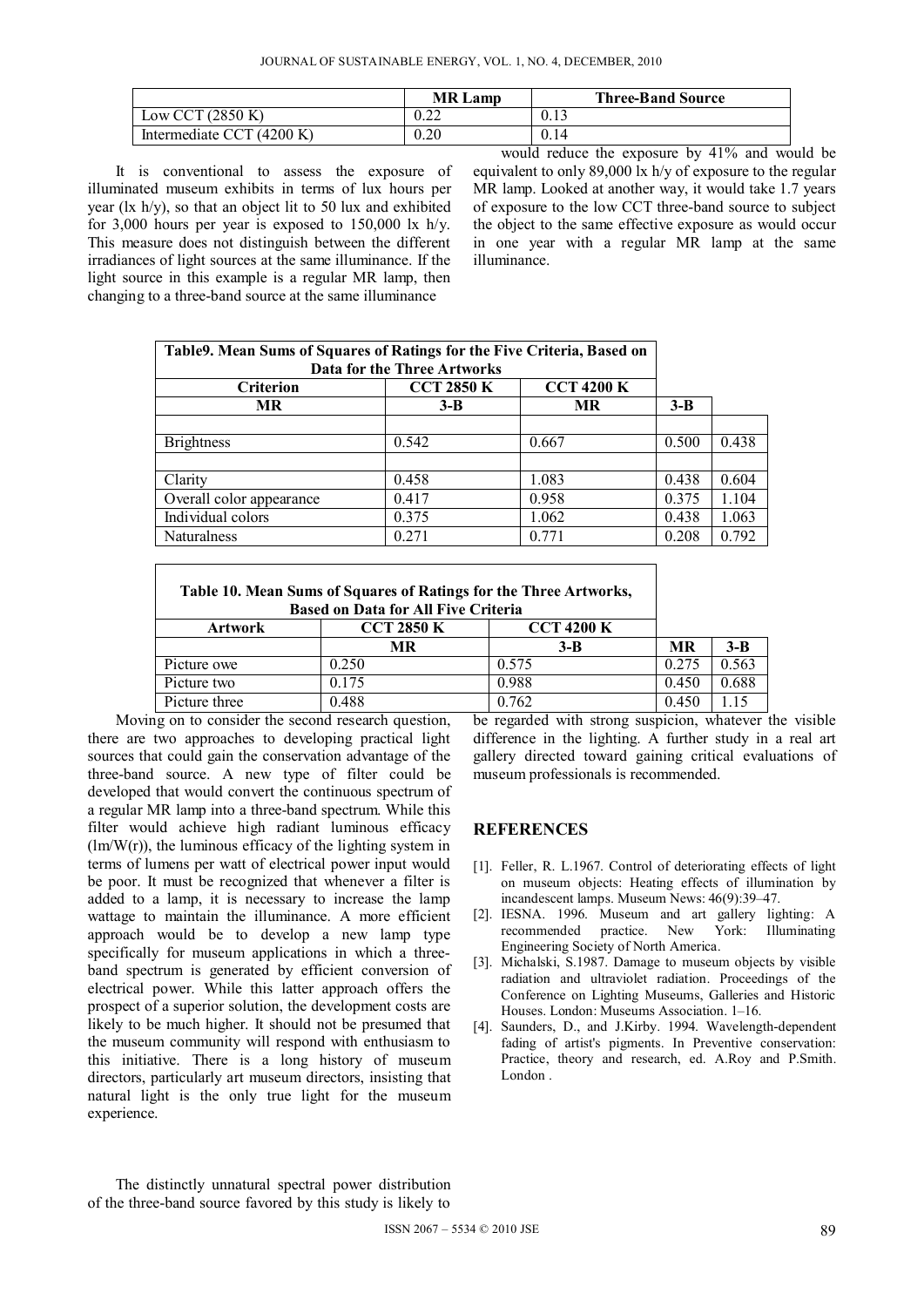| | MR Lamp | Three-Band Source |
|---|---|---|
| Low CCT (2850 K) | 0.22 | 0.13 |
| Intermediate CCT (4200 K) | 0.20 | 0.14 |

It is conventional to assess the exposure of illuminated museum exhibits in terms of lux hours per year (lx h/y), so that an object lit to 50 lux and exhibited for 3,000 hours per year is exposed to 150,000 lx h/y. This measure does not distinguish between the different irradiances of light sources at the same illuminance. If the light source in this example is a regular MR lamp, then changing to a three-band source at the same illuminance would reduce the exposure by 41% and would be equivalent to only 89,000 lx h/y of exposure to the regular MR lamp. Looked at another way, it would take 1.7 years of exposure to the low CCT three-band source to subject the object to the same effective exposure as would occur in one year with a regular MR lamp at the same illuminance.

**Table9. Mean Sums of Squares of Ratings for the Five Criteria, Based on Data for the Three Artworks**

| Criterion | CCT 2850 K | CCT 4200 K | | |
|---|---|---|---|---|
| MR | 3-B | MR | 3-B | |
| | | | | |
| Brightness | 0.542 | 0.667 | 0.500 | 0.438 |
| | | | | |
| Clarity | 0.458 | 1.083 | 0.438 | 0.604 |
| Overall color appearance | 0.417 | 0.958 | 0.375 | 1.104 |
| Individual colors | 0.375 | 1.062 | 0.438 | 1.063 |
| Naturalness | 0.271 | 0.771 | 0.208 | 0.792 |

**Table 10. Mean Sums of Squares of Ratings for the Three Artworks, Based on Data for All Five Criteria**

| Artwork | CCT 2850 K | CCT 4200 K | | |
|---|---|---|---|---|
| | MR | 3-B | MR | 3-B |
| Picture owe | 0.250 | 0.575 | 0.275 | 0.563 |
| Picture two | 0.175 | 0.988 | 0.450 | 0.688 |
| Picture three | 0.488 | 0.762 | 0.450 | 1.15 |

Moving on to consider the second research question, there are two approaches to developing practical light sources that could gain the conservation advantage of the three-band source. A new type of filter could be developed that would convert the continuous spectrum of a regular MR lamp into a three-band spectrum. While this filter would achieve high radiant luminous efficacy (lm/W(r)), the luminous efficacy of the lighting system in terms of lumens per watt of electrical power input would be poor. It must be recognized that whenever a filter is added to a lamp, it is necessary to increase the lamp wattage to maintain the illuminance. A more efficient approach would be to develop a new lamp type specifically for museum applications in which a three-band spectrum is generated by efficient conversion of electrical power. While this latter approach offers the prospect of a superior solution, the development costs are likely to be much higher. It should not be presumed that the museum community will respond with enthusiasm to this initiative. There is a long history of museum directors, particularly art museum directors, insisting that natural light is the only true light for the museum experience.

The distinctly unnatural spectral power distribution of the three-band source favored by this study is likely to be regarded with strong suspicion, whatever the visible difference in the lighting. A further study in a real art gallery directed toward gaining critical evaluations of museum professionals is recommended.

## REFERENCES

[1]. Feller, R. L.1967. Control of deteriorating effects of light on museum objects: Heating effects of illumination by incandescent lamps. Museum News: 46(9):39–47.

[2]. IESNA. 1996. Museum and art gallery lighting: A recommended practice. New York: Illuminating Engineering Society of North America.

[3]. Michalski, S.1987. Damage to museum objects by visible radiation and ultraviolet radiation. Proceedings of the Conference on Lighting Museums, Galleries and Historic Houses. London: Museums Association. 1–16.

[4]. Saunders, D., and J.Kirby. 1994. Wavelength-dependent fading of artist's pigments. In Preventive conservation: Practice, theory and research, ed. A.Roy and P.Smith. London .